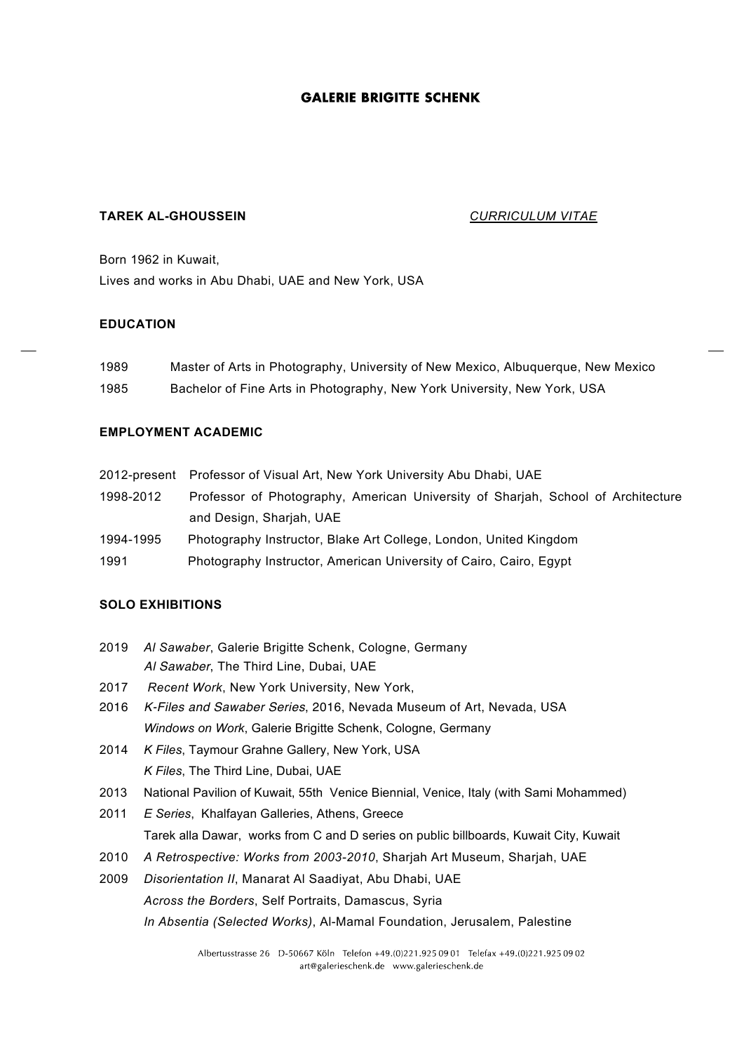**GALERIE BRIGITTE SCHENK**

**TAREK AL-GHOUSSEIN** *CURRICULUM VITAE*

Born 1962 in Kuwait,
Lives and works in Abu Dhabi, UAE and New York, USA

## EDUCATION

1989 Master of Arts in Photography, University of New Mexico, Albuquerque, New Mexico
1985 Bachelor of Fine Arts in Photography, New York University, New York, USA

## EMPLOYMENT ACADEMIC

2012-present Professor of Visual Art, New York University Abu Dhabi, UAE
1998-2012 Professor of Photography, American University of Sharjah, School of Architecture and Design, Sharjah, UAE
1994-1995 Photography Instructor, Blake Art College, London, United Kingdom
1991 Photography Instructor, American University of Cairo, Cairo, Egypt

## SOLO EXHIBITIONS

2019 *Al Sawaber*, Galerie Brigitte Schenk, Cologne, Germany
*Al Sawaber*, The Third Line, Dubai, UAE
2017 *Recent Work*, New York University, New York,
2016 *K-Files and Sawaber Series*, 2016, Nevada Museum of Art, Nevada, USA
*Windows on Work*, Galerie Brigitte Schenk, Cologne, Germany
2014 *K Files*, Taymour Grahne Gallery, New York, USA
*K Files*, The Third Line, Dubai, UAE
2013 National Pavilion of Kuwait, 55th Venice Biennial, Venice, Italy (with Sami Mohammed)
2011 *E Series*, Khalfayan Galleries, Athens, Greece
Tarek alla Dawar, works from C and D series on public billboards, Kuwait City, Kuwait
2010 *A Retrospective: Works from 2003-2010*, Sharjah Art Museum, Sharjah, UAE
2009 *Disorientation II*, Manarat Al Saadiyat, Abu Dhabi, UAE
*Across the Borders*, Self Portraits, Damascus, Syria
*In Absentia (Selected Works)*, Al-Mamal Foundation, Jerusalem, Palestine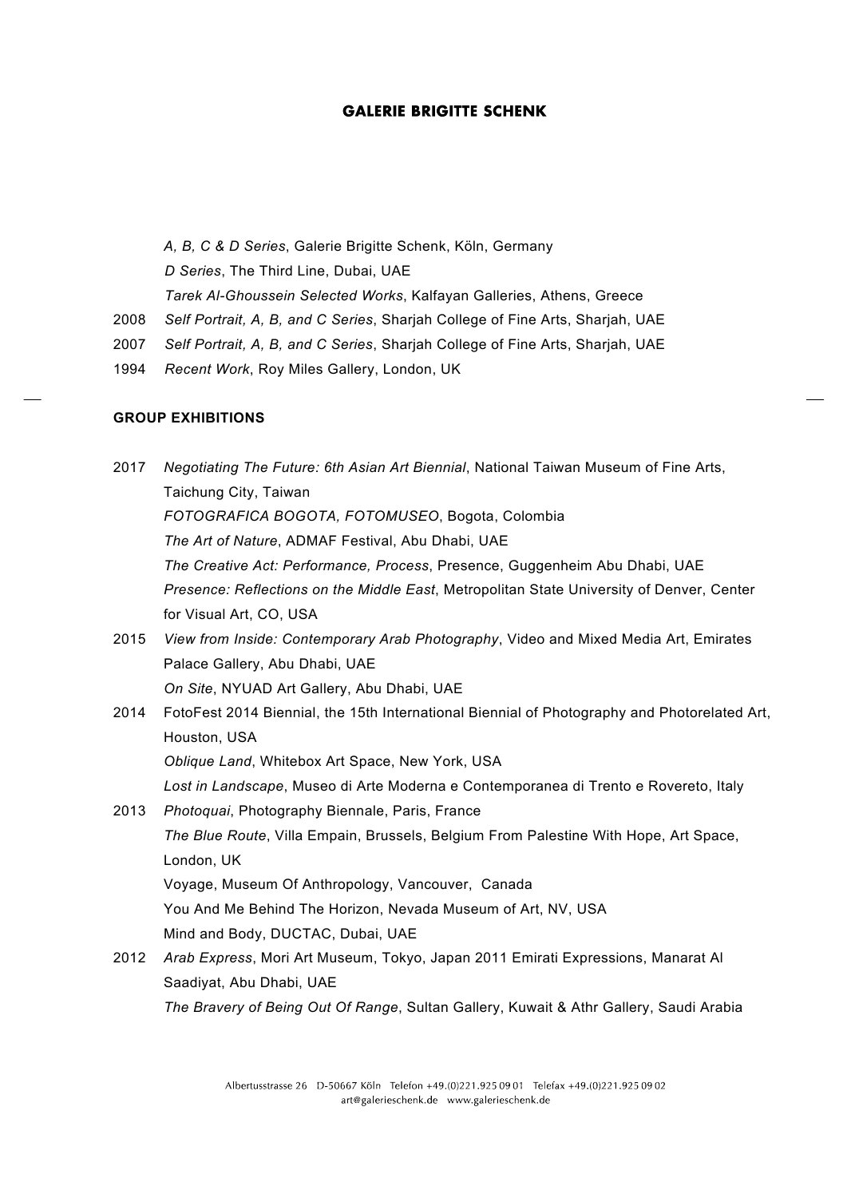*A, B, C & D Series*, Galerie Brigitte Schenk, Köln, Germany
*D Series*, The Third Line, Dubai, UAE
*Tarek Al-Ghoussein Selected Works*, Kalfayan Galleries, Athens, Greece
2008 *Self Portrait, A, B, and C Series*, Sharjah College of Fine Arts, Sharjah, UAE
2007 *Self Portrait, A, B, and C Series*, Sharjah College of Fine Arts, Sharjah, UAE
1994 *Recent Work*, Roy Miles Gallery, London, UK

**GROUP EXHIBITIONS**

2017 *Negotiating The Future: 6th Asian Art Biennial*, National Taiwan Museum of Fine Arts, Taichung City, Taiwan
*FOTOGRAFICA BOGOTA, FOTOMUSEO*, Bogota, Colombia
*The Art of Nature*, ADMAF Festival, Abu Dhabi, UAE
*The Creative Act: Performance, Process*, Presence, Guggenheim Abu Dhabi, UAE
*Presence: Reflections on the Middle East*, Metropolitan State University of Denver, Center for Visual Art, CO, USA
2015 *View from Inside: Contemporary Arab Photography*, Video and Mixed Media Art, Emirates Palace Gallery, Abu Dhabi, UAE
*On Site*, NYUAD Art Gallery, Abu Dhabi, UAE
2014 FotoFest 2014 Biennial, the 15th International Biennial of Photography and Photorelated Art, Houston, USA
*Oblique Land*, Whitebox Art Space, New York, USA
*Lost in Landscape*, Museo di Arte Moderna e Contemporanea di Trento e Rovereto, Italy
2013 *Photoquai*, Photography Biennale, Paris, France
*The Blue Route*, Villa Empain, Brussels, Belgium From Palestine With Hope, Art Space, London, UK
Voyage, Museum Of Anthropology, Vancouver, Canada
You And Me Behind The Horizon, Nevada Museum of Art, NV, USA
Mind and Body, DUCTAC, Dubai, UAE
2012 *Arab Express*, Mori Art Museum, Tokyo, Japan 2011 Emirati Expressions, Manarat Al Saadiyat, Abu Dhabi, UAE
*The Bravery of Being Out Of Range*, Sultan Gallery, Kuwait & Athr Gallery, Saudi Arabia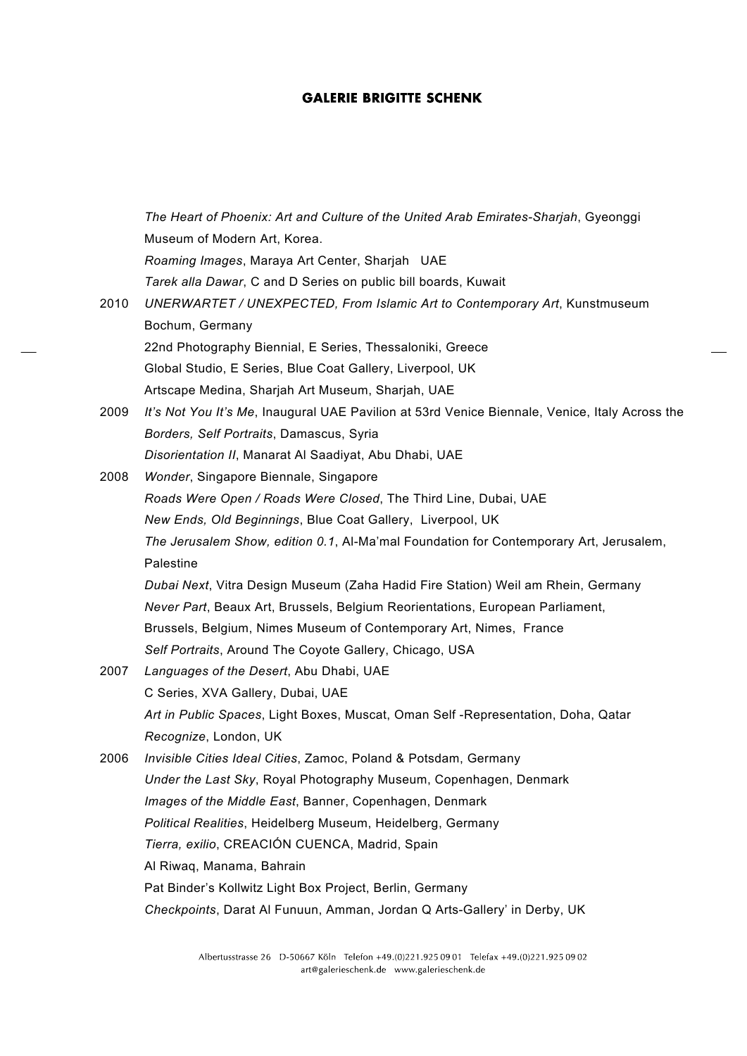*The Heart of Phoenix: Art and Culture of the United Arab Emirates-Sharjah*, Gyeonggi Museum of Modern Art, Korea.
*Roaming Images*, Maraya Art Center, Sharjah UAE
*Tarek alla Dawar*, C and D Series on public bill boards, Kuwait

2010 *UNERWARTET / UNEXPECTED, From Islamic Art to Contemporary Art*, Kunstmuseum Bochum, Germany
22nd Photography Biennial, E Series, Thessaloniki, Greece
Global Studio, E Series, Blue Coat Gallery, Liverpool, UK
Artscape Medina, Sharjah Art Museum, Sharjah, UAE

2009 *It's Not You It's Me*, Inaugural UAE Pavilion at 53rd Venice Biennale, Venice, Italy Across the *Borders, Self Portraits*, Damascus, Syria
*Disorientation II*, Manarat Al Saadiyat, Abu Dhabi, UAE

2008 *Wonder*, Singapore Biennale, Singapore
*Roads Were Open / Roads Were Closed*, The Third Line, Dubai, UAE
*New Ends, Old Beginnings*, Blue Coat Gallery, Liverpool, UK
*The Jerusalem Show, edition 0.1*, Al-Ma'mal Foundation for Contemporary Art, Jerusalem, Palestine
*Dubai Next*, Vitra Design Museum (Zaha Hadid Fire Station) Weil am Rhein, Germany
*Never Part*, Beaux Art, Brussels, Belgium Reorientations, European Parliament, Brussels, Belgium, Nimes Museum of Contemporary Art, Nimes, France
*Self Portraits*, Around The Coyote Gallery, Chicago, USA

2007 *Languages of the Desert*, Abu Dhabi, UAE
C Series, XVA Gallery, Dubai, UAE
*Art in Public Spaces*, Light Boxes, Muscat, Oman Self -Representation, Doha, Qatar
*Recognize*, London, UK

2006 *Invisible Cities Ideal Cities*, Zamoc, Poland & Potsdam, Germany
*Under the Last Sky*, Royal Photography Museum, Copenhagen, Denmark
*Images of the Middle East*, Banner, Copenhagen, Denmark
*Political Realities*, Heidelberg Museum, Heidelberg, Germany
*Tierra, exilio*, CREACIÓN CUENCA, Madrid, Spain
Al Riwaq, Manama, Bahrain
Pat Binder's Kollwitz Light Box Project, Berlin, Germany
*Checkpoints*, Darat Al Funuun, Amman, Jordan Q Arts-Gallery' in Derby, UK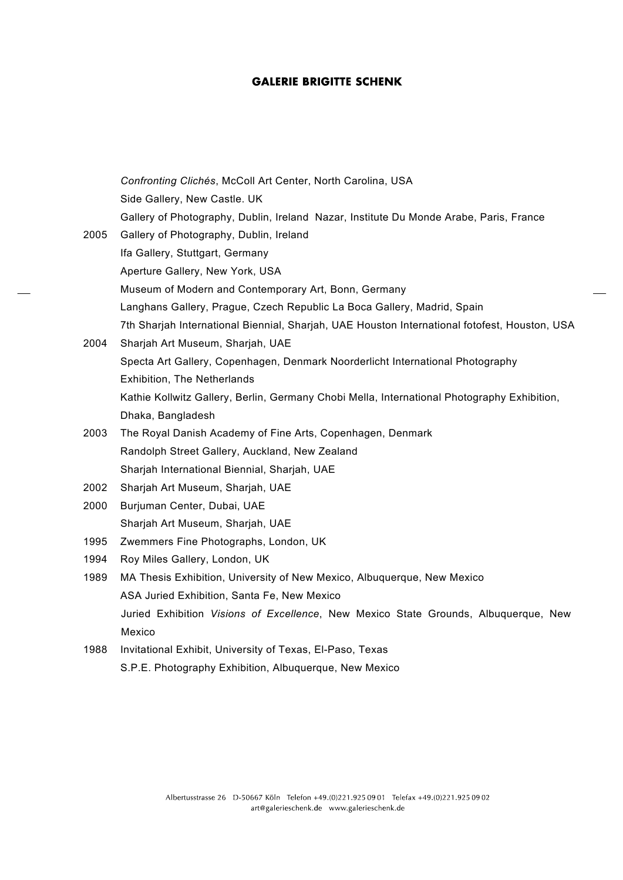*Confronting Clichés*, McColl Art Center, North Carolina, USA
Side Gallery, New Castle. UK
Gallery of Photography, Dublin, Ireland Nazar, Institute Du Monde Arabe, Paris, France

2005 Gallery of Photography, Dublin, Ireland
Ifa Gallery, Stuttgart, Germany
Aperture Gallery, New York, USA
Museum of Modern and Contemporary Art, Bonn, Germany
Langhans Gallery, Prague, Czech Republic La Boca Gallery, Madrid, Spain
7th Sharjah International Biennial, Sharjah, UAE Houston International fotofest, Houston, USA

2004 Sharjah Art Museum, Sharjah, UAE
Specta Art Gallery, Copenhagen, Denmark Noorderlicht International Photography Exhibition, The Netherlands
Kathie Kollwitz Gallery, Berlin, Germany Chobi Mella, International Photography Exhibition, Dhaka, Bangladesh

2003 The Royal Danish Academy of Fine Arts, Copenhagen, Denmark
Randolph Street Gallery, Auckland, New Zealand
Sharjah International Biennial, Sharjah, UAE

2002 Sharjah Art Museum, Sharjah, UAE

2000 Burjuman Center, Dubai, UAE
Sharjah Art Museum, Sharjah, UAE

1995 Zwemmers Fine Photographs, London, UK

1994 Roy Miles Gallery, London, UK

1989 MA Thesis Exhibition, University of New Mexico, Albuquerque, New Mexico
ASA Juried Exhibition, Santa Fe, New Mexico
Juried Exhibition *Visions of Excellence*, New Mexico State Grounds, Albuquerque, New Mexico

1988 Invitational Exhibit, University of Texas, El-Paso, Texas
S.P.E. Photography Exhibition, Albuquerque, New Mexico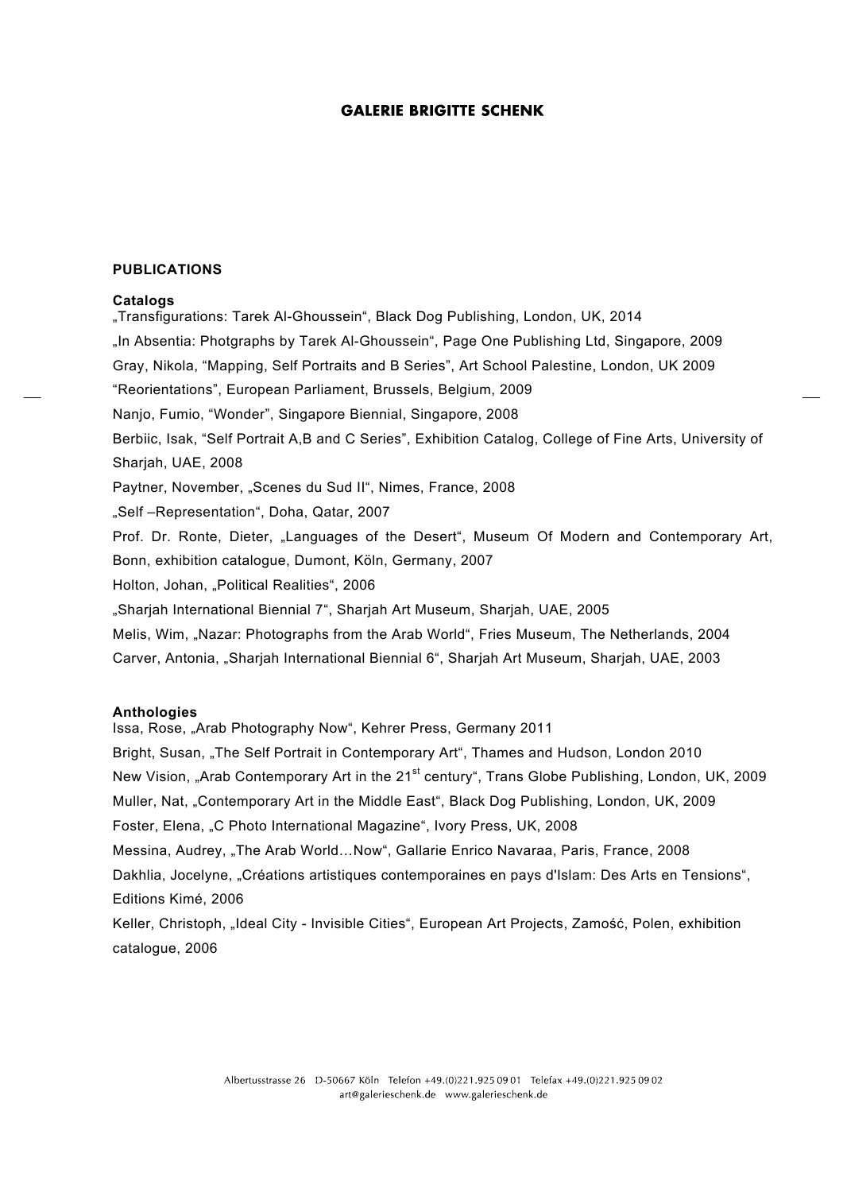**PUBLICATIONS**

**Catalogs**

„Transfigurations: Tarek Al-Ghoussein", Black Dog Publishing, London, UK, 2014

„In Absentia: Photgraphs by Tarek Al-Ghoussein", Page One Publishing Ltd, Singapore, 2009

Gray, Nikola, "Mapping, Self Portraits and B Series", Art School Palestine, London, UK 2009

"Reorientations", European Parliament, Brussels, Belgium, 2009

Nanjo, Fumio, "Wonder", Singapore Biennial, Singapore, 2008

Berbiic, Isak, "Self Portrait A,B and C Series", Exhibition Catalog, College of Fine Arts, University of Sharjah, UAE, 2008

Paytner, November, „Scenes du Sud II", Nimes, France, 2008

„Self –Representation", Doha, Qatar, 2007

Prof. Dr. Ronte, Dieter, „Languages of the Desert", Museum Of Modern and Contemporary Art, Bonn, exhibition catalogue, Dumont, Köln, Germany, 2007

Holton, Johan, „Political Realities", 2006

„Sharjah International Biennial 7", Sharjah Art Museum, Sharjah, UAE, 2005

Melis, Wim, „Nazar: Photographs from the Arab World", Fries Museum, The Netherlands, 2004

Carver, Antonia, „Sharjah International Biennial 6", Sharjah Art Museum, Sharjah, UAE, 2003

**Anthologies**

Issa, Rose, „Arab Photography Now", Kehrer Press, Germany 2011

Bright, Susan, „The Self Portrait in Contemporary Art", Thames and Hudson, London 2010

New Vision, „Arab Contemporary Art in the 21st century", Trans Globe Publishing, London, UK, 2009

Muller, Nat, „Contemporary Art in the Middle East", Black Dog Publishing, London, UK, 2009

Foster, Elena, „C Photo International Magazine", Ivory Press, UK, 2008

Messina, Audrey, „The Arab World…Now", Gallarie Enrico Navaraa, Paris, France, 2008

Dakhlia, Jocelyne, „Créations artistiques contemporaines en pays d'Islam: Des Arts en Tensions", Editions Kimé, 2006

Keller, Christoph, „Ideal City - Invisible Cities", European Art Projects, Zamość, Polen, exhibition catalogue, 2006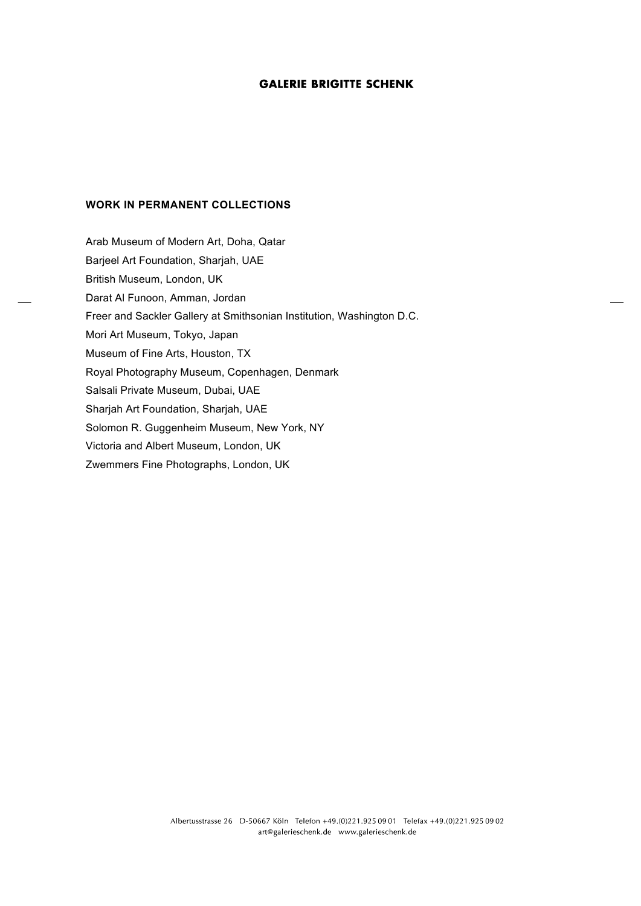## WORK IN PERMANENT COLLECTIONS

Arab Museum of Modern Art, Doha, Qatar

Barjeel Art Foundation, Sharjah, UAE

British Museum, London, UK

Darat Al Funoon, Amman, Jordan

Freer and Sackler Gallery at Smithsonian Institution, Washington D.C.

Mori Art Museum, Tokyo, Japan

Museum of Fine Arts, Houston, TX

Royal Photography Museum, Copenhagen, Denmark

Salsali Private Museum, Dubai, UAE

Sharjah Art Foundation, Sharjah, UAE

Solomon R. Guggenheim Museum, New York, NY

Victoria and Albert Museum, London, UK

Zwemmers Fine Photographs, London, UK